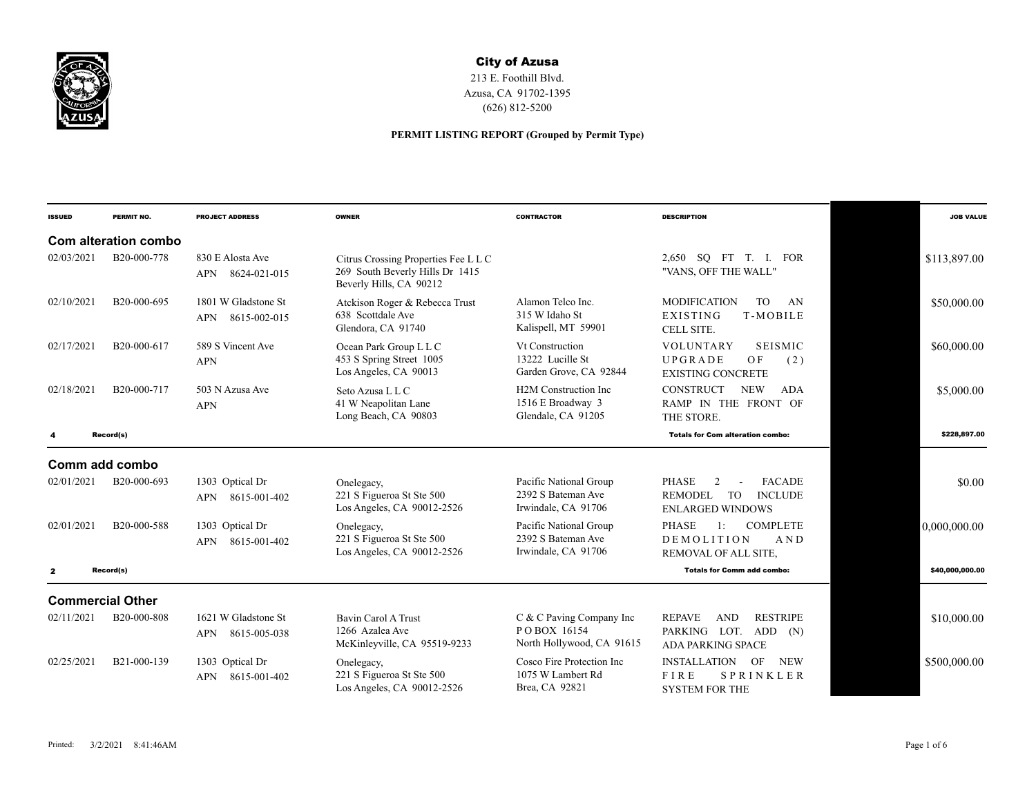# City of Azusa

213 E. Foothill Blvd.
Azusa, CA 91702-1395
(626) 812-5200

**PERMIT LISTING REPORT (Grouped by Permit Type)**

| ISSUED | PERMIT NO. | PROJECT ADDRESS | OWNER | CONTRACTOR | DESCRIPTION | | JOB VALUE |
|---|---|---|---|---|---|---|---|
| **Com alteration combo** | | | | | | | |
| 02/03/2021 | B20-000-778 | 830 E Alosta Ave APN 8624-021-015 | Citrus Crossing Properties Fee L L C 269 South Beverly Hills Dr 1415 Beverly Hills, CA 90212 | | 2,650 SQ FT T. I. FOR "VANS, OFF THE WALL" | | $113,897.00 |
| 02/10/2021 | B20-000-695 | 1801 W Gladstone St APN 8615-002-015 | Atckison Roger & Rebecca Trust 638 Scottdale Ave Glendora, CA 91740 | Alamon Telco Inc. 315 W Idaho St Kalispell, MT 59901 | MODIFICATION TO AN EXISTING T-MOBILE CELL SITE. | | $50,000.00 |
| 02/17/2021 | B20-000-617 | 589 S Vincent Ave APN | Ocean Park Group L L C 453 S Spring Street 1005 Los Angeles, CA 90013 | Vt Construction 13222 Lucille St Garden Grove, CA 92844 | VOLUNTARY SEISMIC UPGRADE OF (2) EXISTING CONCRETE | | $60,000.00 |
| 02/18/2021 | B20-000-717 | 503 N Azusa Ave APN | Seto Azusa L L C 41 W Neapolitan Lane Long Beach, CA 90803 | H2M Construction Inc 1516 E Broadway 3 Glendale, CA 91205 | CONSTRUCT NEW ADA RAMP IN THE FRONT OF THE STORE. | | $5,000.00 |
| **4 Record(s)** | | | | | **Totals for Com alteration combo:** | | **$228,897.00** |
| **Comm add combo** | | | | | | | |
| 02/01/2021 | B20-000-693 | 1303 Optical Dr APN 8615-001-402 | Onelegacy, 221 S Figueroa St Ste 500 Los Angeles, CA 90012-2526 | Pacific National Group 2392 S Bateman Ave Irwindale, CA 91706 | PHASE 2 - FACADE REMODEL TO INCLUDE ENLARGED WINDOWS | | $0.00 |
| 02/01/2021 | B20-000-588 | 1303 Optical Dr APN 8615-001-402 | Onelegacy, 221 S Figueroa St Ste 500 Los Angeles, CA 90012-2526 | Pacific National Group 2392 S Bateman Ave Irwindale, CA 91706 | PHASE 1: COMPLETE DEMOLITION AND REMOVAL OF ALL SITE, | | 0,000,000.00 |
| **2 Record(s)** | | | | | **Totals for Comm add combo:** | | **$40,000,000.00** |
| **Commercial Other** | | | | | | | |
| 02/11/2021 | B20-000-808 | 1621 W Gladstone St APN 8615-005-038 | Bavin Carol A Trust 1266 Azalea Ave McKinleyville, CA 95519-9233 | C & C Paving Company Inc P O BOX 16154 North Hollywood, CA 91615 | REPAVE AND RESTRIPE PARKING LOT. ADD (N) ADA PARKING SPACE | | $10,000.00 |
| 02/25/2021 | B21-000-139 | 1303 Optical Dr APN 8615-001-402 | Onelegacy, 221 S Figueroa St Ste 500 Los Angeles, CA 90012-2526 | Cosco Fire Protection Inc 1075 W Lambert Rd Brea, CA 92821 | INSTALLATION OF NEW FIRE SPRINKLER SYSTEM FOR THE | | $500,000.00 |

Printed: 3/2/2021 8:41:46AM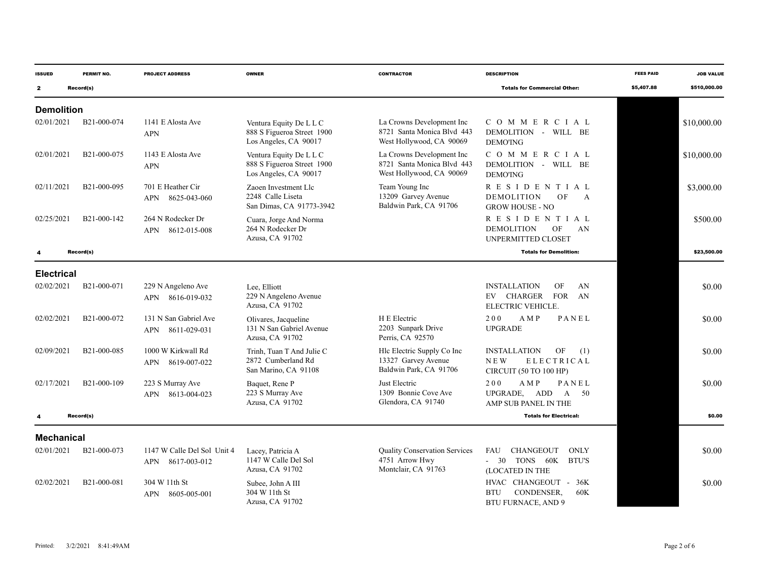| ISSUED | PERMIT NO. | PROJECT ADDRESS | OWNER | CONTRACTOR | DESCRIPTION | FEES PAID | JOB VALUE |
|---|---|---|---|---|---|---|---|
| 2 | Record(s) | | | | Totals for Commercial Other: | $5,407.88 | $510,000.00 |

## Demolition

| ISSUED | PERMIT NO. | PROJECT ADDRESS | OWNER | CONTRACTOR | DESCRIPTION | FEES PAID | JOB VALUE |
|---|---|---|---|---|---|---|---|
| 02/01/2021 | B21-000-074 | 1141 E Alosta Ave APN | Ventura Equity De L L C 888 S Figueroa Street 1900 Los Angeles, CA 90017 | La Crowns Development Inc 8721 Santa Monica Blvd 443 West Hollywood, CA 90069 | COMMERCIAL DEMOLITION - WILL BE DEMO'ING | | $10,000.00 |
| 02/01/2021 | B21-000-075 | 1143 E Alosta Ave APN | Ventura Equity De L L C 888 S Figueroa Street 1900 Los Angeles, CA 90017 | La Crowns Development Inc 8721 Santa Monica Blvd 443 West Hollywood, CA 90069 | COMMERCIAL DEMOLITION - WILL BE DEMO'ING | | $10,000.00 |
| 02/11/2021 | B21-000-095 | 701 E Heather Cir APN 8625-043-060 | Zaoen Investment Llc 2248 Calle Liseta San Dimas, CA 91773-3942 | Team Young Inc 13209 Garvey Avenue Baldwin Park, CA 91706 | RESIDENTIAL DEMOLITION OF A GROW HOUSE - NO | | $3,000.00 |
| 02/25/2021 | B21-000-142 | 264 N Rodecker Dr APN 8612-015-008 | Cuara, Jorge And Norma 264 N Rodecker Dr Azusa, CA 91702 | | RESIDENTIAL DEMOLITION OF AN UNPERMITTED CLOSET | | $500.00 |
| 4 | Record(s) | | | | Totals for Demolition: | | $23,500.00 |

## Electrical

| ISSUED | PERMIT NO. | PROJECT ADDRESS | OWNER | CONTRACTOR | DESCRIPTION | FEES PAID | JOB VALUE |
|---|---|---|---|---|---|---|---|
| 02/02/2021 | B21-000-071 | 229 N Angeleno Ave APN 8616-019-032 | Lee, Elliott 229 N Angeleno Avenue Azusa, CA 91702 | | INSTALLATION OF AN EV CHARGER FOR AN ELECTRIC VEHICLE. | | $0.00 |
| 02/02/2021 | B21-000-072 | 131 N San Gabriel Ave APN 8611-029-031 | Olivares, Jacqueline 131 N San Gabriel Avenue Azusa, CA 91702 | H E Electric 2203 Sunpark Drive Perris, CA 92570 | 200 AMP PANEL UPGRADE | | $0.00 |
| 02/09/2021 | B21-000-085 | 1000 W Kirkwall Rd APN 8619-007-022 | Trinh, Tuan T And Julie C 2872 Cumberland Rd San Marino, CA 91108 | Hlc Electric Supply Co Inc 13327 Garvey Avenue Baldwin Park, CA 91706 | INSTALLATION OF (1) NEW ELECTRICAL CIRCUIT (50 TO 100 HP) | | $0.00 |
| 02/17/2021 | B21-000-109 | 223 S Murray Ave APN 8613-004-023 | Baquet, Rene P 223 S Murray Ave Azusa, CA 91702 | Just Electric 1309 Bonnie Cove Ave Glendora, CA 91740 | 200 AMP PANEL UPGRADE, ADD A 50 AMP SUB PANEL IN THE | | $0.00 |
| 4 | Record(s) | | | | Totals for Electrical: | | $0.00 |

## Mechanical

| ISSUED | PERMIT NO. | PROJECT ADDRESS | OWNER | CONTRACTOR | DESCRIPTION | FEES PAID | JOB VALUE |
|---|---|---|---|---|---|---|---|
| 02/01/2021 | B21-000-073 | 1147 W Calle Del Sol Unit 4 APN 8617-003-012 | Lacey, Patricia A 1147 W Calle Del Sol Azusa, CA 91702 | Quality Conservation Services 4751 Arrow Hwy Montclair, CA 91763 | FAU CHANGEOUT ONLY - 30 TONS 60K BTU'S (LOCATED IN THE | | $0.00 |
| 02/02/2021 | B21-000-081 | 304 W 11th St APN 8605-005-001 | Subee, John A III 304 W 11th St Azusa, CA 91702 | | HVAC CHANGEOUT - 36K BTU CONDENSER, 60K BTU FURNACE, AND 9 | | $0.00 |

Printed: 3/2/2021 8:41:49AM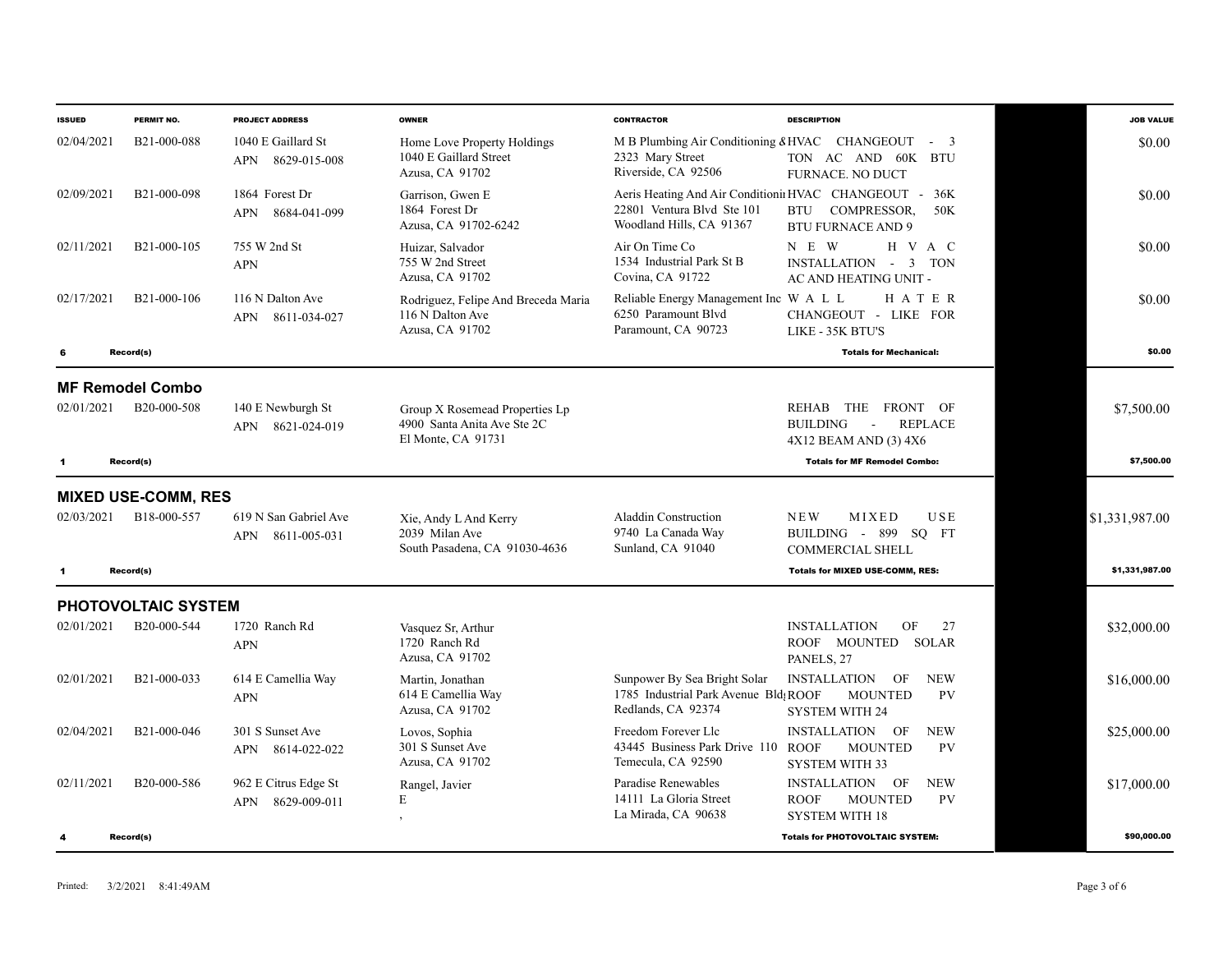| ISSUED | PERMIT NO. | PROJECT ADDRESS | OWNER | CONTRACTOR | DESCRIPTION | | JOB VALUE |
|---|---|---|---|---|---|---|---|
| 02/04/2021 | B21-000-088 | 1040 E Gaillard St<br>APN 8629-015-008 | Home Love Property Holdings<br>1040 E Gaillard Street<br>Azusa, CA 91702 | M B Plumbing Air Conditioning &<br>2323 Mary Street<br>Riverside, CA 92506 | HVAC CHANGEOUT - 3 TON AC AND 60K BTU FURNACE. NO DUCT | | $0.00 |
| 02/09/2021 | B21-000-098 | 1864 Forest Dr<br>APN 8684-041-099 | Garrison, Gwen E<br>1864 Forest Dr<br>Azusa, CA 91702-6242 | Aeris Heating And Air Conditioni<br>22801 Ventura Blvd Ste 101<br>Woodland Hills, CA 91367 | HVAC CHANGEOUT - 36K BTU COMPRESSOR, 50K BTU FURNACE AND 9 | | $0.00 |
| 02/11/2021 | B21-000-105 | 755 W 2nd St<br>APN | Huizar, Salvador<br>755 W 2nd Street<br>Azusa, CA 91702 | Air On Time Co<br>1534 Industrial Park St B<br>Covina, CA 91722 | NEW HVAC INSTALLATION - 3 TON AC AND HEATING UNIT - | | $0.00 |
| 02/17/2021 | B21-000-106 | 116 N Dalton Ave<br>APN 8611-034-027 | Rodriguez, Felipe And Breceda Maria<br>116 N Dalton Ave<br>Azusa, CA 91702 | Reliable Energy Management Inc<br>6250 Paramount Blvd<br>Paramount, CA 90723 | WALL HATER CHANGEOUT - LIKE FOR LIKE - 35K BTU'S | | $0.00 |
| **6** | **Record(s)** | | | | **Totals for Mechanical:** | | **$0.00** |

## MF Remodel Combo

| ISSUED | PERMIT NO. | PROJECT ADDRESS | OWNER | CONTRACTOR | DESCRIPTION | | JOB VALUE |
|---|---|---|---|---|---|---|---|
| 02/01/2021 | B20-000-508 | 140 E Newburgh St<br>APN 8621-024-019 | Group X Rosemead Properties Lp<br>4900 Santa Anita Ave Ste 2C<br>El Monte, CA 91731 | | REHAB THE FRONT OF BUILDING - REPLACE 4X12 BEAM AND (3) 4X6 | | $7,500.00 |
| **1** | **Record(s)** | | | | **Totals for MF Remodel Combo:** | | **$7,500.00** |

## MIXED USE-COMM, RES

| ISSUED | PERMIT NO. | PROJECT ADDRESS | OWNER | CONTRACTOR | DESCRIPTION | | JOB VALUE |
|---|---|---|---|---|---|---|---|
| 02/03/2021 | B18-000-557 | 619 N San Gabriel Ave<br>APN 8611-005-031 | Xie, Andy L And Kerry<br>2039 Milan Ave<br>South Pasadena, CA 91030-4636 | Aladdin Construction<br>9740 La Canada Way<br>Sunland, CA 91040 | NEW MIXED USE BUILDING - 899 SQ FT COMMERCIAL SHELL | | $1,331,987.00 |
| **1** | **Record(s)** | | | | **Totals for MIXED USE-COMM, RES:** | | **$1,331,987.00** |

## PHOTOVOLTAIC SYSTEM

| ISSUED | PERMIT NO. | PROJECT ADDRESS | OWNER | CONTRACTOR | DESCRIPTION | | JOB VALUE |
|---|---|---|---|---|---|---|---|
| 02/01/2021 | B20-000-544 | 1720 Ranch Rd<br>APN | Vasquez Sr, Arthur<br>1720 Ranch Rd<br>Azusa, CA 91702 | | INSTALLATION OF 27 ROOF MOUNTED SOLAR PANELS, 27 | | $32,000.00 |
| 02/01/2021 | B21-000-033 | 614 E Camellia Way<br>APN | Martin, Jonathan<br>614 E Camellia Way<br>Azusa, CA 91702 | Sunpower By Sea Bright Solar<br>1785 Industrial Park Avenue Bld<br>Redlands, CA 92374 | INSTALLATION OF NEW ROOF MOUNTED PV SYSTEM WITH 24 | | $16,000.00 |
| 02/04/2021 | B21-000-046 | 301 S Sunset Ave<br>APN 8614-022-022 | Lovos, Sophia<br>301 S Sunset Ave<br>Azusa, CA 91702 | Freedom Forever Llc<br>43445 Business Park Drive 110<br>Temecula, CA 92590 | INSTALLATION OF NEW ROOF MOUNTED PV SYSTEM WITH 33 | | $25,000.00 |
| 02/11/2021 | B20-000-586 | 962 E Citrus Edge St<br>APN 8629-009-011 | Rangel, Javier<br>E<br>, | Paradise Renewables<br>14111 La Gloria Street<br>La Mirada, CA 90638 | INSTALLATION OF NEW ROOF MOUNTED PV SYSTEM WITH 18 | | $17,000.00 |
| **4** | **Record(s)** | | | | **Totals for PHOTOVOLTAIC SYSTEM:** | | **$90,000.00** |

Printed: 3/2/2021 8:41:49AM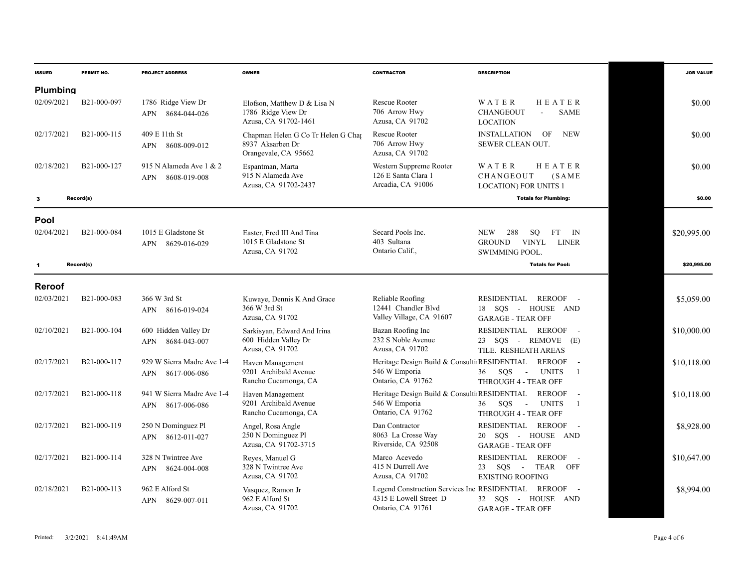| ISSUED | PERMIT NO. | PROJECT ADDRESS | OWNER | CONTRACTOR | DESCRIPTION | | JOB VALUE |
|---|---|---|---|---|---|---|---|
| **Plumbing** | | | | | | | |
| 02/09/2021 | B21-000-097 | 1786 Ridge View Dr<br>APN 8684-044-026 | Elofson, Matthew D & Lisa N<br>1786 Ridge View Dr<br>Azusa, CA 91702-1461 | Rescue Rooter<br>706 Arrow Hwy<br>Azusa, CA 91702 | WATER HEATER CHANGEOUT - SAME LOCATION | | $0.00 |
| 02/17/2021 | B21-000-115 | 409 E 11th St<br>APN 8608-009-012 | Chapman Helen G Co Tr Helen G Chap<br>8937 Aksarben Dr<br>Orangevale, CA 95662 | Rescue Rooter<br>706 Arrow Hwy<br>Azusa, CA 91702 | INSTALLATION OF NEW SEWER CLEAN OUT. | | $0.00 |
| 02/18/2021 | B21-000-127 | 915 N Alameda Ave 1 & 2<br>APN 8608-019-008 | Espantman, Marta<br>915 N Alameda Ave<br>Azusa, CA 91702-2437 | Western Suppreme Rooter<br>126 E Santa Clara 1<br>Arcadia, CA 91006 | WATER HEATER CHANGEOUT (SAME LOCATION) FOR UNITS 1 | | $0.00 |
| **3** | **Record(s)** | | | | **Totals for Plumbing:** | | **$0.00** |
| **Pool** | | | | | | | |
| 02/04/2021 | B21-000-084 | 1015 E Gladstone St<br>APN 8629-016-029 | Easter, Fred III And Tina<br>1015 E Gladstone St<br>Azusa, CA 91702 | Secard Pools Inc.<br>403 Sultana<br>Ontario Calif., | NEW 288 SQ FT IN GROUND VINYL LINER SWIMMING POOL. | | $20,995.00 |
| **1** | **Record(s)** | | | | **Totals for Pool:** | | **$20,995.00** |
| **Reroof** | | | | | | | |
| 02/03/2021 | B21-000-083 | 366 W 3rd St<br>APN 8616-019-024 | Kuwaye, Dennis K And Grace<br>366 W 3rd St<br>Azusa, CA 91702 | Reliable Roofing<br>12441 Chandler Blvd<br>Valley Village, CA 91607 | RESIDENTIAL REROOF - 18 SQS - HOUSE AND GARAGE - TEAR OFF | | $5,059.00 |
| 02/10/2021 | B21-000-104 | 600 Hidden Valley Dr<br>APN 8684-043-007 | Sarkisyan, Edward And Irina<br>600 Hidden Valley Dr<br>Azusa, CA 91702 | Bazan Roofing Inc<br>232 S Noble Avenue<br>Azusa, CA 91702 | RESIDENTIAL REROOF - 23 SQS - REMOVE (E) TILE. RESHEATH AREAS | | $10,000.00 |
| 02/17/2021 | B21-000-117 | 929 W Sierra Madre Ave 1-4<br>APN 8617-006-086 | Haven Management<br>9201 Archibald Avenue<br>Rancho Cucamonga, CA | Heritage Design Build & Consulti<br>546 W Emporia<br>Ontario, CA 91762 | RESIDENTIAL REROOF - 36 SQS - UNITS 1 THROUGH 4 - TEAR OFF | | $10,118.00 |
| 02/17/2021 | B21-000-118 | 941 W Sierra Madre Ave 1-4<br>APN 8617-006-086 | Haven Management<br>9201 Archibald Avenue<br>Rancho Cucamonga, CA | Heritage Design Build & Consulti<br>546 W Emporia<br>Ontario, CA 91762 | RESIDENTIAL REROOF - 36 SQS - UNITS 1 THROUGH 4 - TEAR OFF | | $10,118.00 |
| 02/17/2021 | B21-000-119 | 250 N Dominguez Pl<br>APN 8612-011-027 | Angel, Rosa Angle<br>250 N Dominguez Pl<br>Azusa, CA 91702-3715 | Dan Contractor<br>8063 La Crosse Way<br>Riverside, CA 92508 | RESIDENTIAL REROOF - 20 SQS - HOUSE AND GARAGE - TEAR OFF | | $8,928.00 |
| 02/17/2021 | B21-000-114 | 328 N Twintree Ave<br>APN 8624-004-008 | Reyes, Manuel G<br>328 N Twintree Ave<br>Azusa, CA 91702 | Marco Acevedo<br>415 N Durrell Ave<br>Azusa, CA 91702 | RESIDENTIAL REROOF - 23 SQS - TEAR OFF EXISTING ROOFING | | $10,647.00 |
| 02/18/2021 | B21-000-113 | 962 E Alford St<br>APN 8629-007-011 | Vasquez, Ramon Jr<br>962 E Alford St<br>Azusa, CA 91702 | Legend Construction Services Inc<br>4315 E Lowell Street D<br>Ontario, CA 91761 | RESIDENTIAL REROOF - 32 SQS - HOUSE AND GARAGE - TEAR OFF | | $8,994.00 |

Printed: 3/2/2021 8:41:49AM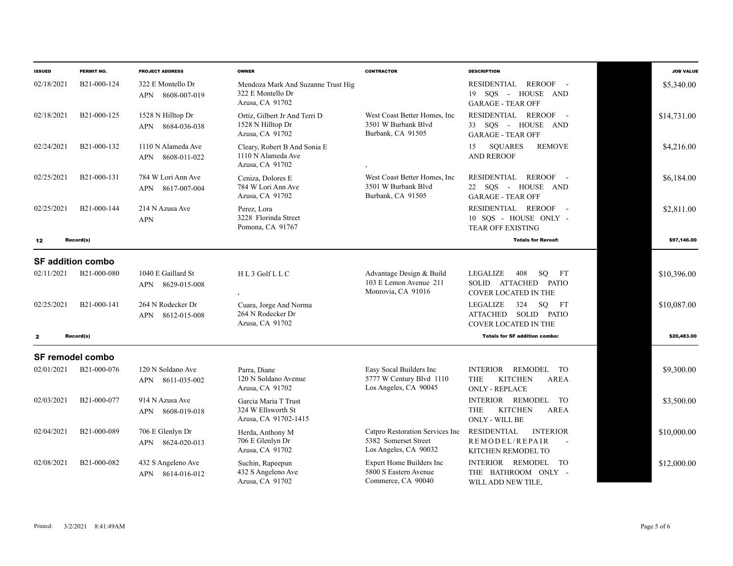| ISSUED | PERMIT NO. | PROJECT ADDRESS | OWNER | CONTRACTOR | DESCRIPTION | | JOB VALUE |
|---|---|---|---|---|---|---|---|
| 02/18/2021 | B21-000-124 | 322 E Montello Dr<br>APN 8608-007-019 | Mendoza Mark And Suzanne Trust Hig<br>322 E Montello Dr<br>Azusa, CA 91702 | | RESIDENTIAL REROOF - 19 SQS - HOUSE AND GARAGE - TEAR OFF | | $5,340.00 |
| 02/18/2021 | B21-000-125 | 1528 N Hilltop Dr<br>APN 8684-036-038 | Ortiz, Gilbert Jr And Terri D<br>1528 N Hilltop Dr<br>Azusa, CA 91702 | West Coast Better Homes, Inc<br>3501 W Burbank Blvd<br>Burbank, CA 91505 | RESIDENTIAL REROOF - 33 SQS - HOUSE AND GARAGE - TEAR OFF | | $14,731.00 |
| 02/24/2021 | B21-000-132 | 1110 N Alameda Ave<br>APN 8608-011-022 | Cleary, Robert B And Sonia E<br>1110 N Alameda Ave<br>Azusa, CA 91702 | , | 15 SQUARES REMOVE AND REROOF | | $4,216.00 |
| 02/25/2021 | B21-000-131 | 784 W Lori Ann Ave<br>APN 8617-007-004 | Ceniza, Dolores E<br>784 W Lori Ann Ave<br>Azusa, CA 91702 | West Coast Better Homes, Inc<br>3501 W Burbank Blvd<br>Burbank, CA 91505 | RESIDENTIAL REROOF - 22 SQS - HOUSE AND GARAGE - TEAR OFF | | $6,184.00 |
| 02/25/2021 | B21-000-144 | 214 N Azusa Ave<br>APN | Perez, Lora<br>3228 Florinda Street<br>Pomona, CA 91767 | | RESIDENTIAL REROOF - 10 SQS - HOUSE ONLY - TEAR OFF EXISTING | | $2,811.00 |
| 12 | Record(s) | | | | Totals for Reroof: | | $97,146.00 |

## SF addition combo

| ISSUED | PERMIT NO. | PROJECT ADDRESS | OWNER | CONTRACTOR | DESCRIPTION | | JOB VALUE |
|---|---|---|---|---|---|---|---|
| 02/11/2021 | B21-000-080 | 1040 E Gaillard St<br>APN 8629-015-008 | H L 3 Golf L L C<br>, | Advantage Design & Build<br>103 E Lemon Avenue 211<br>Monrovia, CA 91016 | LEGALIZE 408 SQ FT SOLID ATTACHED PATIO COVER LOCATED IN THE | | $10,396.00 |
| 02/25/2021 | B21-000-141 | 264 N Rodecker Dr<br>APN 8612-015-008 | Cuara, Jorge And Norma<br>264 N Rodecker Dr<br>Azusa, CA 91702 | | LEGALIZE 324 SQ FT ATTACHED SOLID PATIO COVER LOCATED IN THE | | $10,087.00 |
| 2 | Record(s) | | | | Totals for SF addition combo: | | $20,483.00 |

## SF remodel combo

| ISSUED | PERMIT NO. | PROJECT ADDRESS | OWNER | CONTRACTOR | DESCRIPTION | | JOB VALUE |
|---|---|---|---|---|---|---|---|
| 02/01/2021 | B21-000-076 | 120 N Soldano Ave<br>APN 8611-035-002 | Parra, Diane<br>120 N Soldano Avenue<br>Azusa, CA 91702 | Easy Socal Builders Inc<br>5777 W Century Blvd 1110<br>Los Angeles, CA 90045 | INTERIOR REMODEL TO THE KITCHEN AREA ONLY - REPLACE | | $9,300.00 |
| 02/03/2021 | B21-000-077 | 914 N Azusa Ave<br>APN 8608-019-018 | Garcia Maria T Trust<br>324 W Ellsworth St<br>Azusa, CA 91702-1415 | | INTERIOR REMODEL TO THE KITCHEN AREA ONLY - WILL BE | | $3,500.00 |
| 02/04/2021 | B21-000-089 | 706 E Glenlyn Dr<br>APN 8624-020-013 | Herda, Anthony M<br>706 E Glenlyn Dr<br>Azusa, CA 91702 | Catpro Restoration Services Inc<br>5382 Somerset Street<br>Los Angeles, CA 90032 | RESIDENTIAL INTERIOR REMODEL/REPAIR - KITCHEN REMODEL TO | | $10,000.00 |
| 02/08/2021 | B21-000-082 | 432 S Angeleno Ave<br>APN 8614-016-012 | Suchin, Rapeepun<br>432 S Angeleno Ave<br>Azusa, CA 91702 | Expert Home Builders Inc<br>5800 S Eastern Avenue<br>Commerce, CA 90040 | INTERIOR REMODEL TO THE BATHROOM ONLY - WILL ADD NEW TILE, | | $12,000.00 |

Printed: 3/2/2021 8:41:49AM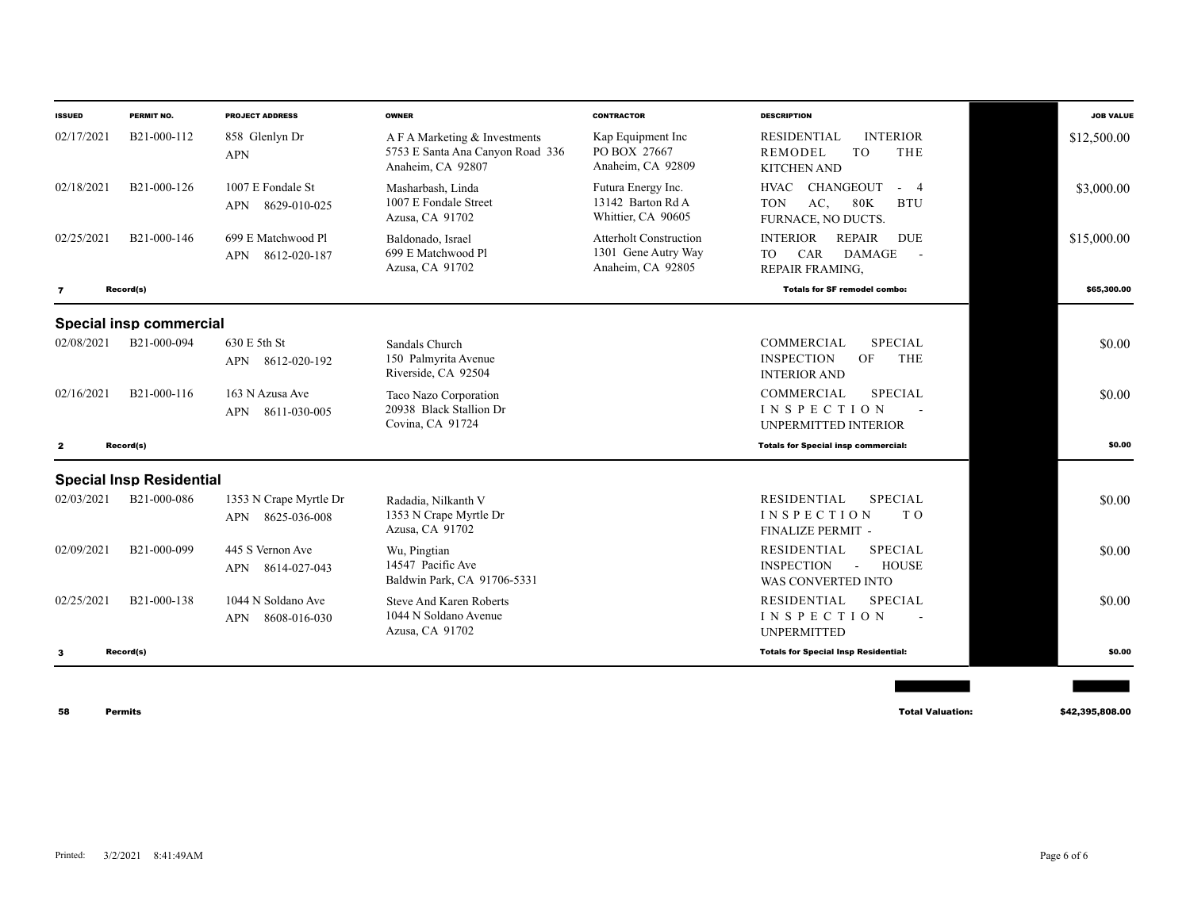| ISSUED | PERMIT NO. | PROJECT ADDRESS | OWNER | CONTRACTOR | DESCRIPTION | | JOB VALUE |
|---|---|---|---|---|---|---|---|
| 02/17/2021 | B21-000-112 | 858 Glenlyn Dr APN | A F A Marketing & Investments 5753 E Santa Ana Canyon Road 336 Anaheim, CA 92807 | Kap Equipment Inc PO BOX 27667 Anaheim, CA 92809 | RESIDENTIAL INTERIOR REMODEL TO THE KITCHEN AND | | $12,500.00 |
| 02/18/2021 | B21-000-126 | 1007 E Fondale St APN 8629-010-025 | Masharbash, Linda 1007 E Fondale Street Azusa, CA 91702 | Futura Energy Inc. 13142 Barton Rd A Whittier, CA 90605 | HVAC CHANGEOUT - 4 TON AC, 80K BTU FURNACE, NO DUCTS. | | $3,000.00 |
| 02/25/2021 | B21-000-146 | 699 E Matchwood Pl APN 8612-020-187 | Baldonado, Israel 699 E Matchwood Pl Azusa, CA 91702 | Atterholt Construction 1301 Gene Autry Way Anaheim, CA 92805 | INTERIOR REPAIR DUE TO CAR DAMAGE - REPAIR FRAMING, | | $15,000.00 |
| **7** | **Record(s)** | | | | **Totals for SF remodel combo:** | | **$65,300.00** |

## Special insp commercial

| ISSUED | PERMIT NO. | PROJECT ADDRESS | OWNER | CONTRACTOR | DESCRIPTION | | JOB VALUE |
|---|---|---|---|---|---|---|---|
| 02/08/2021 | B21-000-094 | 630 E 5th St APN 8612-020-192 | Sandals Church 150 Palmyrita Avenue Riverside, CA 92504 | | COMMERCIAL SPECIAL INSPECTION OF THE INTERIOR AND | | $0.00 |
| 02/16/2021 | B21-000-116 | 163 N Azusa Ave APN 8611-030-005 | Taco Nazo Corporation 20938 Black Stallion Dr Covina, CA 91724 | | COMMERCIAL SPECIAL INSPECTION - UNPERMITTED INTERIOR | | $0.00 |
| **2** | **Record(s)** | | | | **Totals for Special insp commercial:** | | **$0.00** |

## Special Insp Residential

| ISSUED | PERMIT NO. | PROJECT ADDRESS | OWNER | CONTRACTOR | DESCRIPTION | | JOB VALUE |
|---|---|---|---|---|---|---|---|
| 02/03/2021 | B21-000-086 | 1353 N Crape Myrtle Dr APN 8625-036-008 | Radadia, Nilkanth V 1353 N Crape Myrtle Dr Azusa, CA 91702 | | RESIDENTIAL SPECIAL INSPECTION TO FINALIZE PERMIT - | | $0.00 |
| 02/09/2021 | B21-000-099 | 445 S Vernon Ave APN 8614-027-043 | Wu, Pingtian 14547 Pacific Ave Baldwin Park, CA 91706-5331 | | RESIDENTIAL SPECIAL INSPECTION - HOUSE WAS CONVERTED INTO | | $0.00 |
| 02/25/2021 | B21-000-138 | 1044 N Soldano Ave APN 8608-016-030 | Steve And Karen Roberts 1044 N Soldano Avenue Azusa, CA 91702 | | RESIDENTIAL SPECIAL INSPECTION - UNPERMITTED | | $0.00 |
| **3** | **Record(s)** | | | | **Totals for Special Insp Residential:** | | **$0.00** |

**58 Permits** **Total Valuation: $42,395,808.00**

Printed: 3/2/2021 8:41:49AM